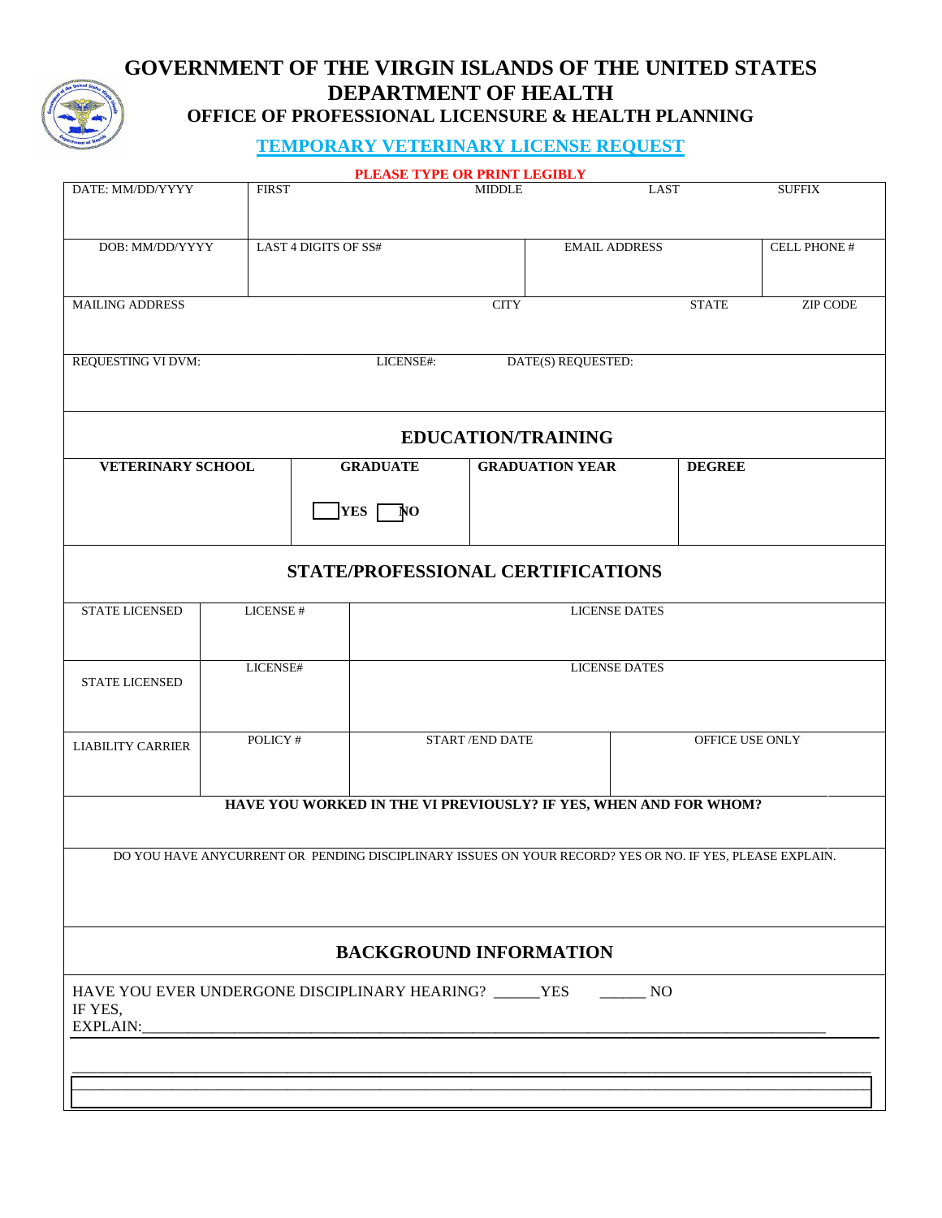# GOVERNMENT OF THE VIRGIN ISLANDS OF THE UNITED STATES
## DEPARTMENT OF HEALTH
### OFFICE OF PROFESSIONAL LICENSURE & HEALTH PLANNING

**TEMPORARY VETERINARY LICENSE REQUEST**

**PLEASE TYPE OR PRINT LEGIBLY**

| DATE: MM/DD/YYYY | FIRST | MIDDLE | LAST | SUFFIX |
|---|---|---|---|---|
| | | | | |

| DOB: MM/DD/YYYY | LAST 4 DIGITS OF SS# | EMAIL ADDRESS | CELL PHONE # |
|---|---|---|---|
| | | | |

| MAILING ADDRESS | CITY | STATE | ZIP CODE |
|---|---|---|---|
| | | | |

| REQUESTING VI DVM: | LICENSE#: | DATE(S) REQUESTED: |
|---|---|---|
| | | |

## EDUCATION/TRAINING

| VETERINARY SCHOOL | GRADUATE | GRADUATION YEAR | DEGREE |
|---|---|---|---|
| | ☐ YES ☐ NO | | |

## STATE/PROFESSIONAL CERTIFICATIONS

| STATE LICENSED | LICENSE # | LICENSE DATES |
|---|---|---|
| | | |
| STATE LICENSED | LICENSE# | LICENSE DATES |

| LIABILITY CARRIER | POLICY # | START /END DATE | OFFICE USE ONLY |
|---|---|---|---|
| | | | |

**HAVE YOU WORKED IN THE VI PREVIOUSLY? IF YES, WHEN AND FOR WHOM?**

DO YOU HAVE ANYCURRENT OR PENDING DISCIPLINARY ISSUES ON YOUR RECORD? YES OR NO. IF YES, PLEASE EXPLAIN.

## BACKGROUND INFORMATION

HAVE YOU EVER UNDERGONE DISCIPLINARY HEARING? ______YES ______ NO

IF YES,
EXPLAIN:_______________________________________________________________________________________

_______________________________________________________________________________________________

_______________________________________________________________________________________________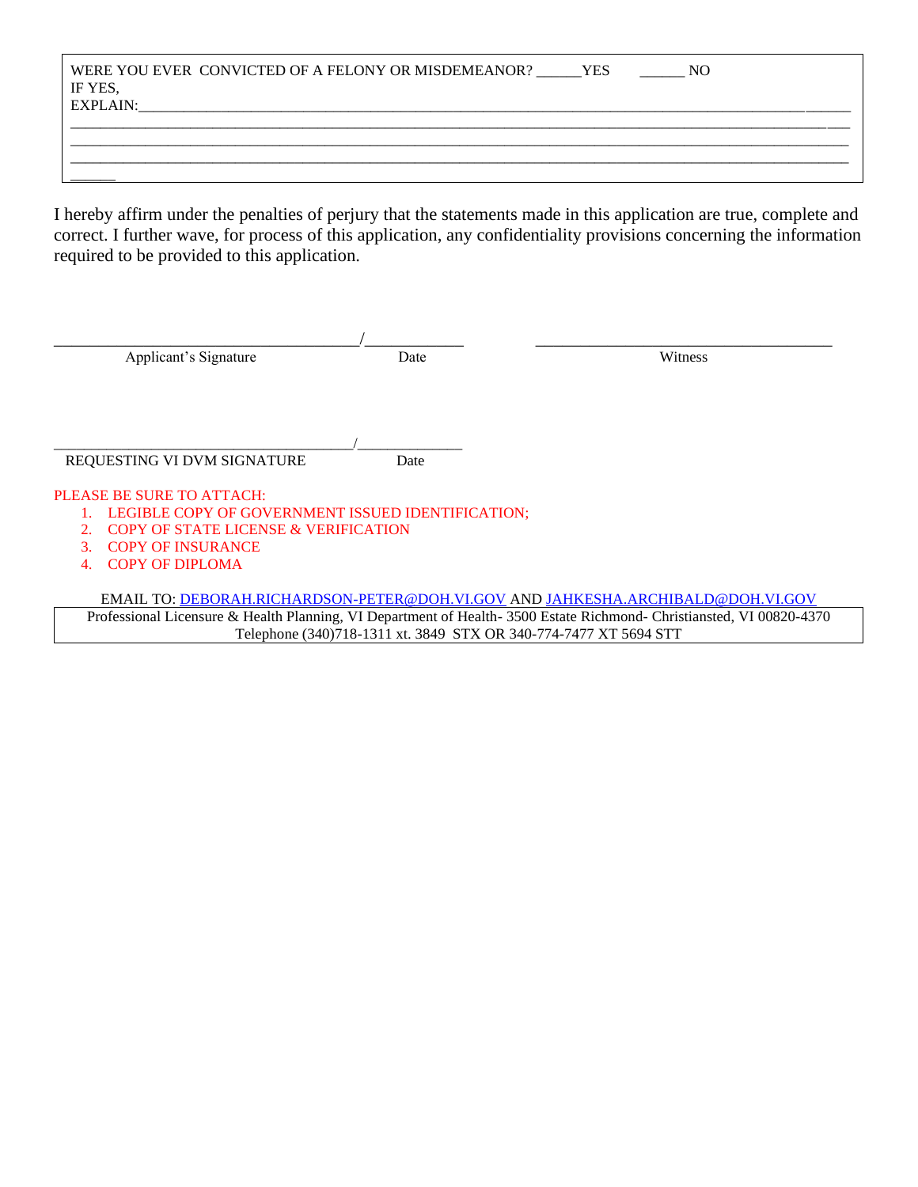WERE YOU EVER CONVICTED OF A FELONY OR MISDEMEANOR? ______YES ______ NO
IF YES,
EXPLAIN:____________________________________________________________________________________________
____________________________________________________________________________________________________
____________________________________________________________________________________________________
____________________________________________________________________________________________________
______

I hereby affirm under the penalties of perjury that the statements made in this application are true, complete and correct. I further wave, for process of this application, any confidentiality provisions concerning the information required to be provided to this application.

______________________________________/____________ ______________________________________
Applicant's Signature Date Witness

______________________________________/_____________
REQUESTING VI DVM SIGNATURE Date

PLEASE BE SURE TO ATTACH:

1. LEGIBLE COPY OF GOVERNMENT ISSUED IDENTIFICATION;
2. COPY OF STATE LICENSE & VERIFICATION
3. COPY OF INSURANCE
4. COPY OF DIPLOMA

EMAIL TO: DEBORAH.RICHARDSON-PETER@DOH.VI.GOV AND JAHKESHA.ARCHIBALD@DOH.VI.GOV

Professional Licensure & Health Planning, VI Department of Health- 3500 Estate Richmond- Christiansted, VI 00820-4370
Telephone (340)718-1311 xt. 3849 STX OR 340-774-7477 XT 5694 STT